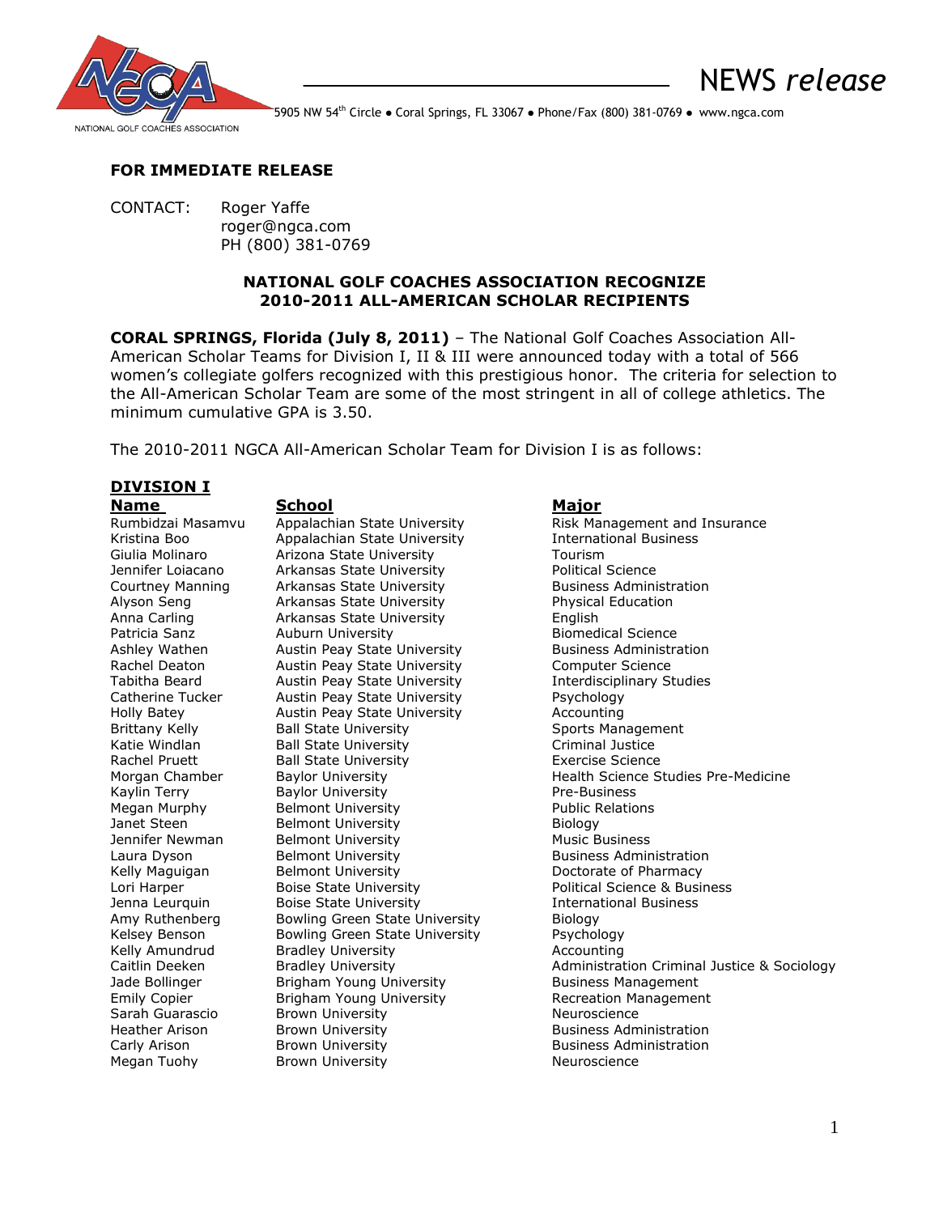NATIONAL GOLF COACHES ASSOCIATION

NEWS *release*

5905 NW 54th Circle ● Coral Springs, FL 33067 ● Phone/Fax (800) 381-0769 ● www.ngca.com

**FOR IMMEDIATE RELEASE**

CONTACT: Roger Yaffe
roger@ngca.com
PH (800) 381-0769

**NATIONAL GOLF COACHES ASSOCIATION RECOGNIZE**
**2010-2011 ALL-AMERICAN SCHOLAR RECIPIENTS**

**CORAL SPRINGS, Florida (July 8, 2011)** – The National Golf Coaches Association All-American Scholar Teams for Division I, II & III were announced today with a total of 566 women's collegiate golfers recognized with this prestigious honor. The criteria for selection to the All-American Scholar Team are some of the most stringent in all of college athletics. The minimum cumulative GPA is 3.50.

The 2010-2011 NGCA All-American Scholar Team for Division I is as follows:

## DIVISION I

| Name | School | Major |
|---|---|---|
| Rumbidzai Masamvu | Appalachian State University | Risk Management and Insurance |
| Kristina Boo | Appalachian State University | International Business |
| Giulia Molinaro | Arizona State University | Tourism |
| Jennifer Loiacano | Arkansas State University | Political Science |
| Courtney Manning | Arkansas State University | Business Administration |
| Alyson Seng | Arkansas State University | Physical Education |
| Anna Carling | Arkansas State University | English |
| Patricia Sanz | Auburn University | Biomedical Science |
| Ashley Wathen | Austin Peay State University | Business Administration |
| Rachel Deaton | Austin Peay State University | Computer Science |
| Tabitha Beard | Austin Peay State University | Interdisciplinary Studies |
| Catherine Tucker | Austin Peay State University | Psychology |
| Holly Batey | Austin Peay State University | Accounting |
| Brittany Kelly | Ball State University | Sports Management |
| Katie Windlan | Ball State University | Criminal Justice |
| Rachel Pruett | Ball State University | Exercise Science |
| Morgan Chamber | Baylor University | Health Science Studies Pre-Medicine |
| Kaylin Terry | Baylor University | Pre-Business |
| Megan Murphy | Belmont University | Public Relations |
| Janet Steen | Belmont University | Biology |
| Jennifer Newman | Belmont University | Music Business |
| Laura Dyson | Belmont University | Business Administration |
| Kelly Maguigan | Belmont University | Doctorate of Pharmacy |
| Lori Harper | Boise State University | Political Science & Business |
| Jenna Leurquin | Boise State University | International Business |
| Amy Ruthenberg | Bowling Green State University | Biology |
| Kelsey Benson | Bowling Green State University | Psychology |
| Kelly Amundrud | Bradley University | Accounting |
| Caitlin Deeken | Bradley University | Administration Criminal Justice & Sociology |
| Jade Bollinger | Brigham Young University | Business Management |
| Emily Copier | Brigham Young University | Recreation Management |
| Sarah Guarascio | Brown University | Neuroscience |
| Heather Arison | Brown University | Business Administration |
| Carly Arison | Brown University | Business Administration |
| Megan Tuohy | Brown University | Neuroscience |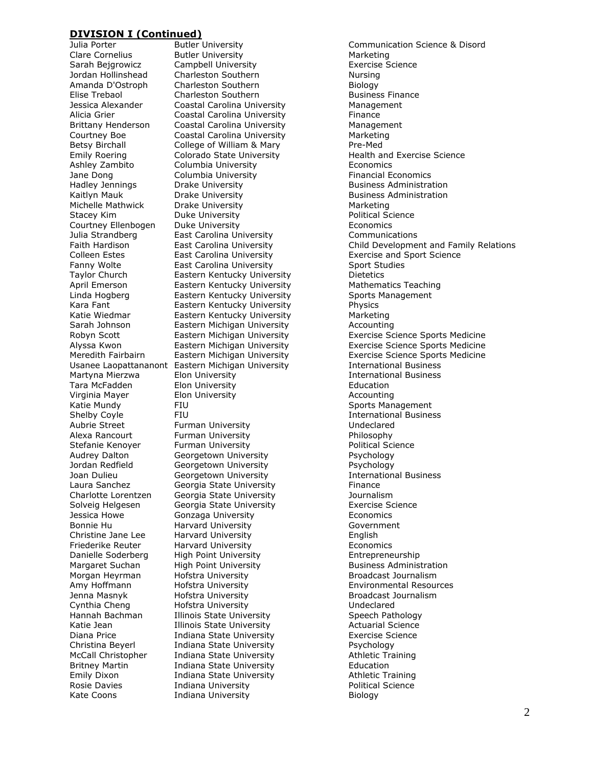## DIVISION I (Continued)

| Name | University | Major |
|---|---|---|
| Julia Porter | Butler University | Communication Science & Disord |
| Clare Cornelius | Butler University | Marketing |
| Sarah Bejgrowicz | Campbell University | Exercise Science |
| Jordan Hollinshead | Charleston Southern | Nursing |
| Amanda D'Ostroph | Charleston Southern | Biology |
| Elise Trebaol | Charleston Southern | Business Finance |
| Jessica Alexander | Coastal Carolina University | Management |
| Alicia Grier | Coastal Carolina University | Finance |
| Brittany Henderson | Coastal Carolina University | Management |
| Courtney Boe | Coastal Carolina University | Marketing |
| Betsy Birchall | College of William & Mary | Pre-Med |
| Emily Roering | Colorado State University | Health and Exercise Science |
| Ashley Zambito | Columbia University | Economics |
| Jane Dong | Columbia University | Financial Economics |
| Hadley Jennings | Drake University | Business Administration |
| Kaitlyn Mauk | Drake University | Business Administration |
| Michelle Mathwick | Drake University | Marketing |
| Stacey Kim | Duke University | Political Science |
| Courtney Ellenbogen | Duke University | Economics |
| Julia Strandberg | East Carolina University | Communications |
| Faith Hardison | East Carolina University | Child Development and Family Relations |
| Colleen Estes | East Carolina University | Exercise and Sport Science |
| Fanny Wolte | East Carolina University | Sport Studies |
| Taylor Church | Eastern Kentucky University | Dietetics |
| April Emerson | Eastern Kentucky University | Mathematics Teaching |
| Linda Hogberg | Eastern Kentucky University | Sports Management |
| Kara Fant | Eastern Kentucky University | Physics |
| Katie Wiedmar | Eastern Kentucky University | Marketing |
| Sarah Johnson | Eastern Michigan University | Accounting |
| Robyn Scott | Eastern Michigan University | Exercise Science Sports Medicine |
| Alyssa Kwon | Eastern Michigan University | Exercise Science Sports Medicine |
| Meredith Fairbairn | Eastern Michigan University | Exercise Science Sports Medicine |
| Usanee Laopattananont | Eastern Michigan University | International Business |
| Martyna Mierzwa | Elon University | International Business |
| Tara McFadden | Elon University | Education |
| Virginia Mayer | Elon University | Accounting |
| Katie Mundy | FIU | Sports Management |
| Shelby Coyle | FIU | International Business |
| Aubrie Street | Furman University | Undeclared |
| Alexa Rancourt | Furman University | Philosophy |
| Stefanie Kenoyer | Furman University | Political Science |
| Audrey Dalton | Georgetown University | Psychology |
| Jordan Redfield | Georgetown University | Psychology |
| Joan Dulieu | Georgetown University | International Business |
| Laura Sanchez | Georgia State University | Finance |
| Charlotte Lorentzen | Georgia State University | Journalism |
| Solveig Helgesen | Georgia State University | Exercise Science |
| Jessica Howe | Gonzaga University | Economics |
| Bonnie Hu | Harvard University | Government |
| Christine Jane Lee | Harvard University | English |
| Friederike Reuter | Harvard University | Economics |
| Danielle Soderberg | High Point University | Entrepreneurship |
| Margaret Suchan | High Point University | Business Administration |
| Morgan Heyrman | Hofstra University | Broadcast Journalism |
| Amy Hoffmann | Hofstra University | Environmental Resources |
| Jenna Masnyk | Hofstra University | Broadcast Journalism |
| Cynthia Cheng | Hofstra University | Undeclared |
| Hannah Bachman | Illinois State University | Speech Pathology |
| Katie Jean | Illinois State University | Actuarial Science |
| Diana Price | Indiana State University | Exercise Science |
| Christina Beyerl | Indiana State University | Psychology |
| McCall Christopher | Indiana State University | Athletic Training |
| Britney Martin | Indiana State University | Education |
| Emily Dixon | Indiana State University | Athletic Training |
| Rosie Davies | Indiana University | Political Science |
| Kate Coons | Indiana University | Biology |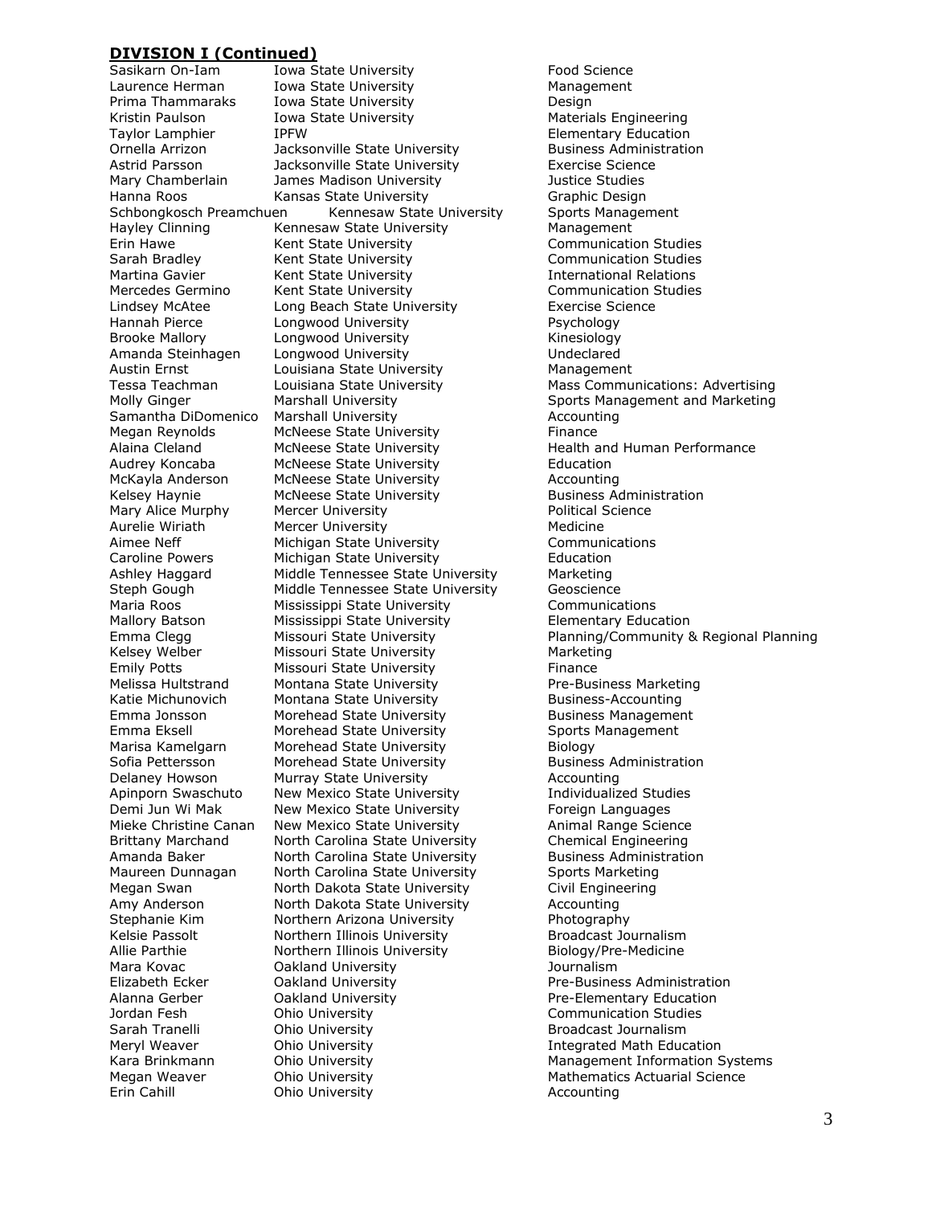## DIVISION I (Continued)

| Name | University | Major |
|---|---|---|
| Sasikarn On-Iam | Iowa State University | Food Science |
| Laurence Herman | Iowa State University | Management |
| Prima Thammaraks | Iowa State University | Design |
| Kristin Paulson | Iowa State University | Materials Engineering |
| Taylor Lamphier | IPFW | Elementary Education |
| Ornella Arrizon | Jacksonville State University | Business Administration |
| Astrid Parsson | Jacksonville State University | Exercise Science |
| Mary Chamberlain | James Madison University | Justice Studies |
| Hanna Roos | Kansas State University | Graphic Design |
| Schbongkosch Preamchuen | Kennesaw State University | Sports Management |
| Hayley Clinning | Kennesaw State University | Management |
| Erin Hawe | Kent State University | Communication Studies |
| Sarah Bradley | Kent State University | Communication Studies |
| Martina Gavier | Kent State University | International Relations |
| Mercedes Germino | Kent State University | Communication Studies |
| Lindsey McAtee | Long Beach State University | Exercise Science |
| Hannah Pierce | Longwood University | Psychology |
| Brooke Mallory | Longwood University | Kinesiology |
| Amanda Steinhagen | Longwood University | Undeclared |
| Austin Ernst | Louisiana State University | Management |
| Tessa Teachman | Louisiana State University | Mass Communications: Advertising |
| Molly Ginger | Marshall University | Sports Management and Marketing |
| Samantha DiDomenico | Marshall University | Accounting |
| Megan Reynolds | McNeese State University | Finance |
| Alaina Cleland | McNeese State University | Health and Human Performance |
| Audrey Koncaba | McNeese State University | Education |
| McKayla Anderson | McNeese State University | Accounting |
| Kelsey Haynie | McNeese State University | Business Administration |
| Mary Alice Murphy | Mercer University | Political Science |
| Aurelie Wiriath | Mercer University | Medicine |
| Aimee Neff | Michigan State University | Communications |
| Caroline Powers | Michigan State University | Education |
| Ashley Haggard | Middle Tennessee State University | Marketing |
| Steph Gough | Middle Tennessee State University | Geoscience |
| Maria Roos | Mississippi State University | Communications |
| Mallory Batson | Mississippi State University | Elementary Education |
| Emma Clegg | Missouri State University | Planning/Community & Regional Planning |
| Kelsey Welber | Missouri State University | Marketing |
| Emily Potts | Missouri State University | Finance |
| Melissa Hultstrand | Montana State University | Pre-Business Marketing |
| Katie Michunovich | Montana State University | Business-Accounting |
| Emma Jonsson | Morehead State University | Business Management |
| Emma Eksell | Morehead State University | Sports Management |
| Marisa Kamelgarn | Morehead State University | Biology |
| Sofia Pettersson | Morehead State University | Business Administration |
| Delaney Howson | Murray State University | Accounting |
| Apinporn Swaschuto | New Mexico State University | Individualized Studies |
| Demi Jun Wi Mak | New Mexico State University | Foreign Languages |
| Mieke Christine Canan | New Mexico State University | Animal Range Science |
| Brittany Marchand | North Carolina State University | Chemical Engineering |
| Amanda Baker | North Carolina State University | Business Administration |
| Maureen Dunnagan | North Carolina State University | Sports Marketing |
| Megan Swan | North Dakota State University | Civil Engineering |
| Amy Anderson | North Dakota State University | Accounting |
| Stephanie Kim | Northern Arizona University | Photography |
| Kelsie Passolt | Northern Illinois University | Broadcast Journalism |
| Allie Parthie | Northern Illinois University | Biology/Pre-Medicine |
| Mara Kovac | Oakland University | Journalism |
| Elizabeth Ecker | Oakland University | Pre-Business Administration |
| Alanna Gerber | Oakland University | Pre-Elementary Education |
| Jordan Fesh | Ohio University | Communication Studies |
| Sarah Tranelli | Ohio University | Broadcast Journalism |
| Meryl Weaver | Ohio University | Integrated Math Education |
| Kara Brinkmann | Ohio University | Management Information Systems |
| Megan Weaver | Ohio University | Mathematics Actuarial Science |
| Erin Cahill | Ohio University | Accounting |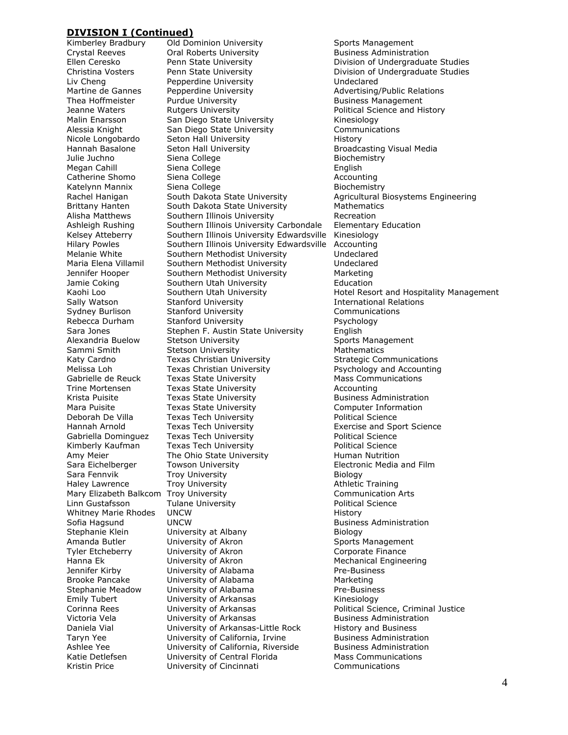## DIVISION I (Continued)

| Name | School | Major |
|---|---|---|
| Kimberley Bradbury | Old Dominion University | Sports Management |
| Crystal Reeves | Oral Roberts University | Business Administration |
| Ellen Ceresko | Penn State University | Division of Undergraduate Studies |
| Christina Vosters | Penn State University | Division of Undergraduate Studies |
| Liv Cheng | Pepperdine University | Undeclared |
| Martine de Gannes | Pepperdine University | Advertising/Public Relations |
| Thea Hoffmeister | Purdue University | Business Management |
| Jeanne Waters | Rutgers University | Political Science and History |
| Malin Enarsson | San Diego State University | Kinesiology |
| Alessia Knight | San Diego State University | Communications |
| Nicole Longobardo | Seton Hall University | History |
| Hannah Basalone | Seton Hall University | Broadcasting Visual Media |
| Julie Juchno | Siena College | Biochemistry |
| Megan Cahill | Siena College | English |
| Catherine Shomo | Siena College | Accounting |
| Katelynn Mannix | Siena College | Biochemistry |
| Rachel Hanigan | South Dakota State University | Agricultural Biosystems Engineering |
| Brittany Hanten | South Dakota State University | Mathematics |
| Alisha Matthews | Southern Illinois University | Recreation |
| Ashleigh Rushing | Southern Illinois University Carbondale | Elementary Education |
| Kelsey Atteberry | Southern Illinois University Edwardsville | Kinesiology |
| Hilary Powles | Southern Illinois University Edwardsville | Accounting |
| Melanie White | Southern Methodist University | Undeclared |
| Maria Elena Villamil | Southern Methodist University | Undeclared |
| Jennifer Hooper | Southern Methodist University | Marketing |
| Jamie Coking | Southern Utah University | Education |
| Kaohi Loo | Southern Utah University | Hotel Resort and Hospitality Management |
| Sally Watson | Stanford University | International Relations |
| Sydney Burlison | Stanford University | Communications |
| Rebecca Durham | Stanford University | Psychology |
| Sara Jones | Stephen F. Austin State University | English |
| Alexandria Buelow | Stetson University | Sports Management |
| Sammi Smith | Stetson University | Mathematics |
| Katy Cardno | Texas Christian University | Strategic Communications |
| Melissa Loh | Texas Christian University | Psychology and Accounting |
| Gabrielle de Reuck | Texas State University | Mass Communications |
| Trine Mortensen | Texas State University | Accounting |
| Krista Puisite | Texas State University | Business Administration |
| Mara Puisite | Texas State University | Computer Information |
| Deborah De Villa | Texas Tech University | Political Science |
| Hannah Arnold | Texas Tech University | Exercise and Sport Science |
| Gabriella Dominguez | Texas Tech University | Political Science |
| Kimberly Kaufman | Texas Tech University | Political Science |
| Amy Meier | The Ohio State University | Human Nutrition |
| Sara Eichelberger | Towson University | Electronic Media and Film |
| Sara Fennvik | Troy University | Biology |
| Haley Lawrence | Troy University | Athletic Training |
| Mary Elizabeth Balkcom | Troy University | Communication Arts |
| Linn Gustafsson | Tulane University | Political Science |
| Whitney Marie Rhodes | UNCW | History |
| Sofia Hagsund | UNCW | Business Administration |
| Stephanie Klein | University at Albany | Biology |
| Amanda Butler | University of Akron | Sports Management |
| Tyler Etcheberry | University of Akron | Corporate Finance |
| Hanna Ek | University of Akron | Mechanical Engineering |
| Jennifer Kirby | University of Alabama | Pre-Business |
| Brooke Pancake | University of Alabama | Marketing |
| Stephanie Meadow | University of Alabama | Pre-Business |
| Emily Tubert | University of Arkansas | Kinesiology |
| Corinna Rees | University of Arkansas | Political Science, Criminal Justice |
| Victoria Vela | University of Arkansas | Business Administration |
| Daniela Vial | University of Arkansas-Little Rock | History and Business |
| Taryn Yee | University of California, Irvine | Business Administration |
| Ashlee Yee | University of California, Riverside | Business Administration |
| Katie Detlefsen | University of Central Florida | Mass Communications |
| Kristin Price | University of Cincinnati | Communications |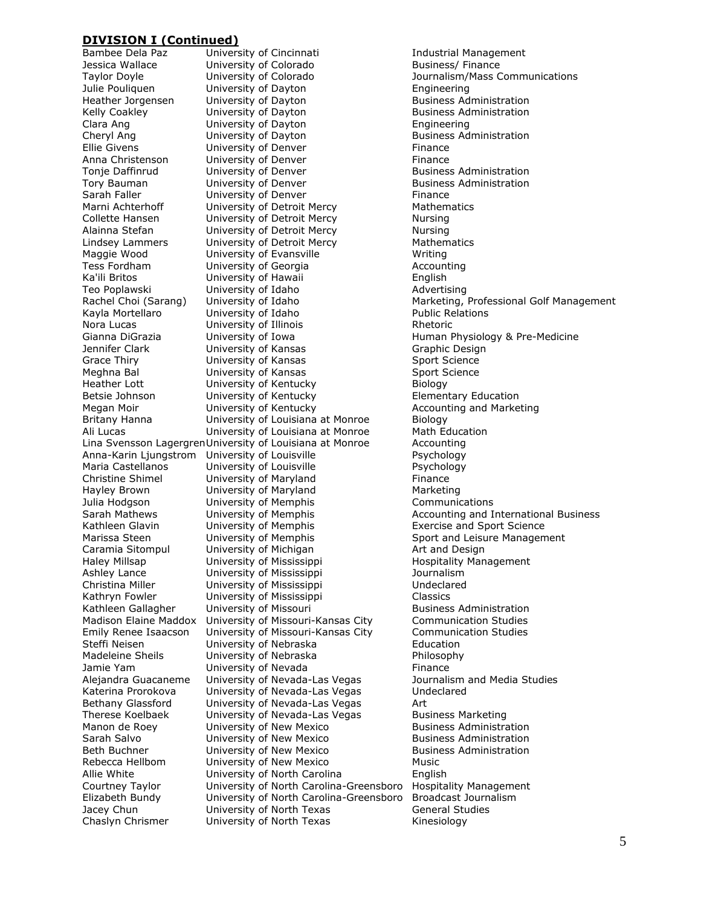## DIVISION I (Continued)

| | | |
|---|---|---|
| Bambee Dela Paz | University of Cincinnati | Industrial Management |
| Jessica Wallace | University of Colorado | Business/ Finance |
| Taylor Doyle | University of Colorado | Journalism/Mass Communications |
| Julie Pouliquen | University of Dayton | Engineering |
| Heather Jorgensen | University of Dayton | Business Administration |
| Kelly Coakley | University of Dayton | Business Administration |
| Clara Ang | University of Dayton | Engineering |
| Cheryl Ang | University of Dayton | Business Administration |
| Ellie Givens | University of Denver | Finance |
| Anna Christenson | University of Denver | Finance |
| Tonje Daffinrud | University of Denver | Business Administration |
| Tory Bauman | University of Denver | Business Administration |
| Sarah Faller | University of Denver | Finance |
| Marni Achterhoff | University of Detroit Mercy | Mathematics |
| Collette Hansen | University of Detroit Mercy | Nursing |
| Alainna Stefan | University of Detroit Mercy | Nursing |
| Lindsey Lammers | University of Detroit Mercy | Mathematics |
| Maggie Wood | University of Evansville | Writing |
| Tess Fordham | University of Georgia | Accounting |
| Ka'ili Britos | University of Hawaii | English |
| Teo Poplawski | University of Idaho | Advertising |
| Rachel Choi (Sarang) | University of Idaho | Marketing, Professional Golf Management |
| Kayla Mortellaro | University of Idaho | Public Relations |
| Nora Lucas | University of Illinois | Rhetoric |
| Gianna DiGrazia | University of Iowa | Human Physiology & Pre-Medicine |
| Jennifer Clark | University of Kansas | Graphic Design |
| Grace Thiry | University of Kansas | Sport Science |
| Meghna Bal | University of Kansas | Sport Science |
| Heather Lott | University of Kentucky | Biology |
| Betsie Johnson | University of Kentucky | Elementary Education |
| Megan Moir | University of Kentucky | Accounting and Marketing |
| Britany Hanna | University of Louisiana at Monroe | Biology |
| Ali Lucas | University of Louisiana at Monroe | Math Education |
| Lina Svensson Lagergren | University of Louisiana at Monroe | Accounting |
| Anna-Karin Ljungstrom | University of Louisville | Psychology |
| Maria Castellanos | University of Louisville | Psychology |
| Christine Shimel | University of Maryland | Finance |
| Hayley Brown | University of Maryland | Marketing |
| Julia Hodgson | University of Memphis | Communications |
| Sarah Mathews | University of Memphis | Accounting and International Business |
| Kathleen Glavin | University of Memphis | Exercise and Sport Science |
| Marissa Steen | University of Memphis | Sport and Leisure Management |
| Caramia Sitompul | University of Michigan | Art and Design |
| Haley Millsap | University of Mississippi | Hospitality Management |
| Ashley Lance | University of Mississippi | Journalism |
| Christina Miller | University of Mississippi | Undeclared |
| Kathryn Fowler | University of Mississippi | Classics |
| Kathleen Gallagher | University of Missouri | Business Administration |
| Madison Elaine Maddox | University of Missouri-Kansas City | Communication Studies |
| Emily Renee Isaacson | University of Missouri-Kansas City | Communication Studies |
| Steffi Neisen | University of Nebraska | Education |
| Madeleine Sheils | University of Nebraska | Philosophy |
| Jamie Yam | University of Nevada | Finance |
| Alejandra Guacaneme | University of Nevada-Las Vegas | Journalism and Media Studies |
| Katerina Prorokova | University of Nevada-Las Vegas | Undeclared |
| Bethany Glassford | University of Nevada-Las Vegas | Art |
| Therese Koelbaek | University of Nevada-Las Vegas | Business Marketing |
| Manon de Roey | University of New Mexico | Business Administration |
| Sarah Salvo | University of New Mexico | Business Administration |
| Beth Buchner | University of New Mexico | Business Administration |
| Rebecca Hellbom | University of New Mexico | Music |
| Allie White | University of North Carolina | English |
| Courtney Taylor | University of North Carolina-Greensboro | Hospitality Management |
| Elizabeth Bundy | University of North Carolina-Greensboro | Broadcast Journalism |
| Jacey Chun | University of North Texas | General Studies |
| Chaslyn Chrismer | University of North Texas | Kinesiology |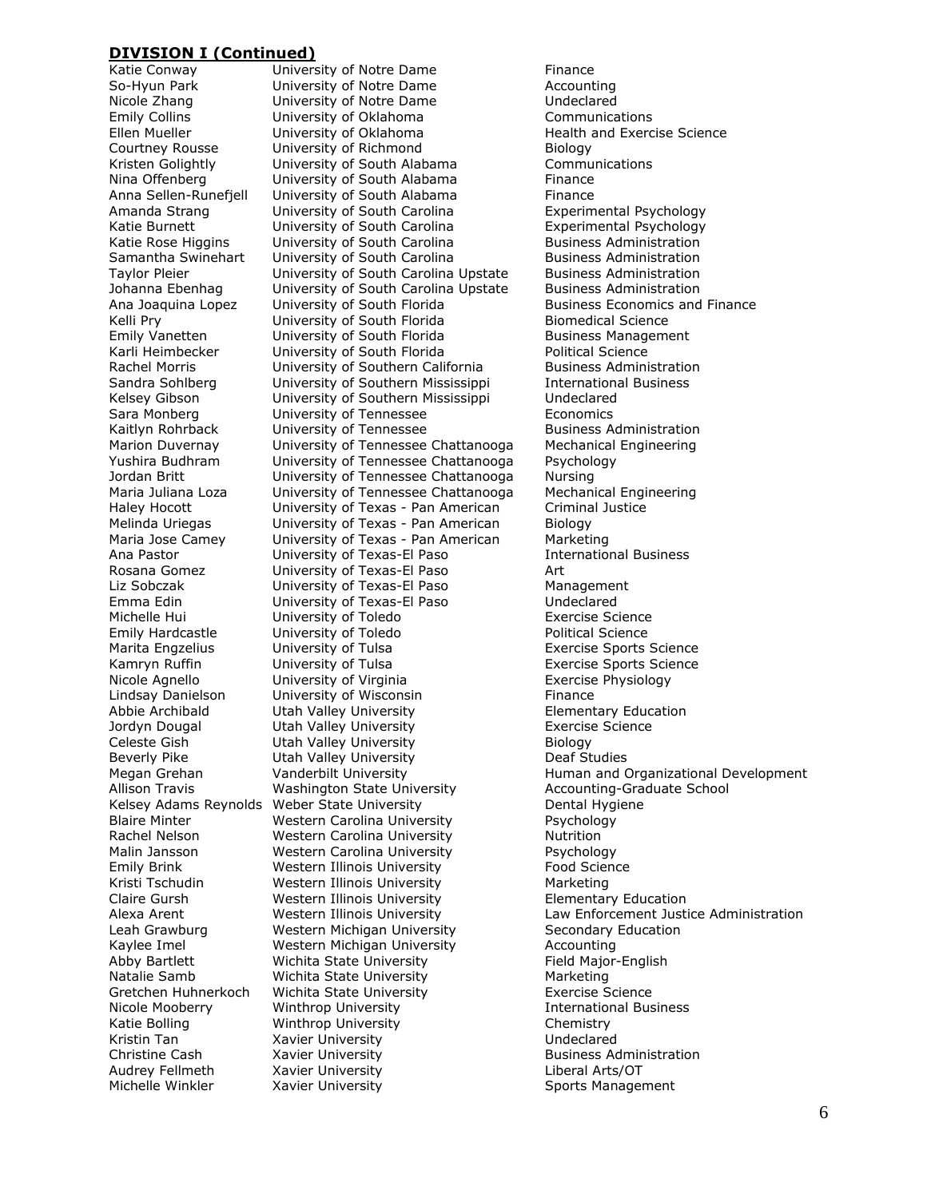## DIVISION I (Continued)

| Name | School | Major |
|---|---|---|
| Katie Conway | University of Notre Dame | Finance |
| So-Hyun Park | University of Notre Dame | Accounting |
| Nicole Zhang | University of Notre Dame | Undeclared |
| Emily Collins | University of Oklahoma | Communications |
| Ellen Mueller | University of Oklahoma | Health and Exercise Science |
| Courtney Rousse | University of Richmond | Biology |
| Kristen Golightly | University of South Alabama | Communications |
| Nina Offenberg | University of South Alabama | Finance |
| Anna Sellen-Runefjell | University of South Alabama | Finance |
| Amanda Strang | University of South Carolina | Experimental Psychology |
| Katie Burnett | University of South Carolina | Experimental Psychology |
| Katie Rose Higgins | University of South Carolina | Business Administration |
| Samantha Swinehart | University of South Carolina | Business Administration |
| Taylor Pleier | University of South Carolina Upstate | Business Administration |
| Johanna Ebenhag | University of South Carolina Upstate | Business Administration |
| Ana Joaquina Lopez | University of South Florida | Business Economics and Finance |
| Kelli Pry | University of South Florida | Biomedical Science |
| Emily Vanetten | University of South Florida | Business Management |
| Karli Heimbecker | University of South Florida | Political Science |
| Rachel Morris | University of Southern California | Business Administration |
| Sandra Sohlberg | University of Southern Mississippi | International Business |
| Kelsey Gibson | University of Southern Mississippi | Undeclared |
| Sara Monberg | University of Tennessee | Economics |
| Kaitlyn Rohrback | University of Tennessee | Business Administration |
| Marion Duvernay | University of Tennessee Chattanooga | Mechanical Engineering |
| Yushira Budhram | University of Tennessee Chattanooga | Psychology |
| Jordan Britt | University of Tennessee Chattanooga | Nursing |
| Maria Juliana Loza | University of Tennessee Chattanooga | Mechanical Engineering |
| Haley Hocott | University of Texas - Pan American | Criminal Justice |
| Melinda Uriegas | University of Texas - Pan American | Biology |
| Maria Jose Camey | University of Texas - Pan American | Marketing |
| Ana Pastor | University of Texas-El Paso | International Business |
| Rosana Gomez | University of Texas-El Paso | Art |
| Liz Sobczak | University of Texas-El Paso | Management |
| Emma Edin | University of Texas-El Paso | Undeclared |
| Michelle Hui | University of Toledo | Exercise Science |
| Emily Hardcastle | University of Toledo | Political Science |
| Marita Engzelius | University of Tulsa | Exercise Sports Science |
| Kamryn Ruffin | University of Tulsa | Exercise Sports Science |
| Nicole Agnello | University of Virginia | Exercise Physiology |
| Lindsay Danielson | University of Wisconsin | Finance |
| Abbie Archibald | Utah Valley University | Elementary Education |
| Jordyn Dougal | Utah Valley University | Exercise Science |
| Celeste Gish | Utah Valley University | Biology |
| Beverly Pike | Utah Valley University | Deaf Studies |
| Megan Grehan | Vanderbilt University | Human and Organizational Development |
| Allison Travis | Washington State University | Accounting-Graduate School |
| Kelsey Adams Reynolds | Weber State University | Dental Hygiene |
| Blaire Minter | Western Carolina University | Psychology |
| Rachel Nelson | Western Carolina University | Nutrition |
| Malin Jansson | Western Carolina University | Psychology |
| Emily Brink | Western Illinois University | Food Science |
| Kristi Tschudin | Western Illinois University | Marketing |
| Claire Gursh | Western Illinois University | Elementary Education |
| Alexa Arent | Western Illinois University | Law Enforcement Justice Administration |
| Leah Grawburg | Western Michigan University | Secondary Education |
| Kaylee Imel | Western Michigan University | Accounting |
| Abby Bartlett | Wichita State University | Field Major-English |
| Natalie Samb | Wichita State University | Marketing |
| Gretchen Huhnerkoch | Wichita State University | Exercise Science |
| Nicole Mooberry | Winthrop University | International Business |
| Katie Bolling | Winthrop University | Chemistry |
| Kristin Tan | Xavier University | Undeclared |
| Christine Cash | Xavier University | Business Administration |
| Audrey Fellmeth | Xavier University | Liberal Arts/OT |
| Michelle Winkler | Xavier University | Sports Management |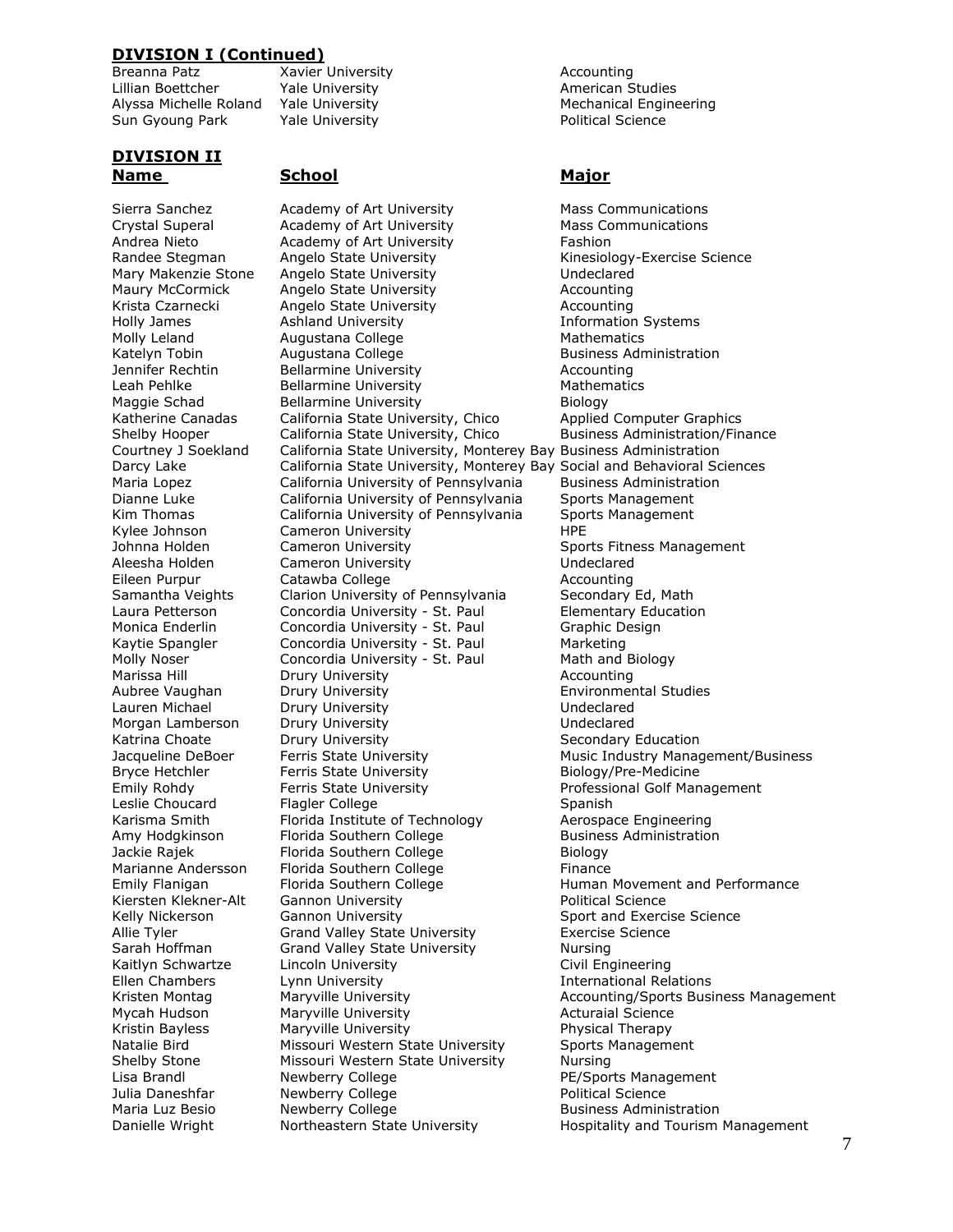## DIVISION I (Continued)

| | | |
|---|---|---|
| Breanna Patz | Xavier University | Accounting |
| Lillian Boettcher | Yale University | American Studies |
| Alyssa Michelle Roland | Yale University | Mechanical Engineering |
| Sun Gyoung Park | Yale University | Political Science |

## DIVISION II

| Name | School | Major |
|---|---|---|
| Sierra Sanchez | Academy of Art University | Mass Communications |
| Crystal Superal | Academy of Art University | Mass Communications |
| Andrea Nieto | Academy of Art University | Fashion |
| Randee Stegman | Angelo State University | Kinesiology-Exercise Science |
| Mary Makenzie Stone | Angelo State University | Undeclared |
| Maury McCormick | Angelo State University | Accounting |
| Krista Czarnecki | Angelo State University | Accounting |
| Holly James | Ashland University | Information Systems |
| Molly Leland | Augustana College | Mathematics |
| Katelyn Tobin | Augustana College | Business Administration |
| Jennifer Rechtin | Bellarmine University | Accounting |
| Leah Pehlke | Bellarmine University | Mathematics |
| Maggie Schad | Bellarmine University | Biology |
| Katherine Canadas | California State University, Chico | Applied Computer Graphics |
| Shelby Hooper | California State University, Chico | Business Administration/Finance |
| Courtney J Soekland | California State University, Monterey Bay | Business Administration |
| Darcy Lake | California State University, Monterey Bay | Social and Behavioral Sciences |
| Maria Lopez | California University of Pennsylvania | Business Administration |
| Dianne Luke | California University of Pennsylvania | Sports Management |
| Kim Thomas | California University of Pennsylvania | Sports Management |
| Kylee Johnson | Cameron University | HPE |
| Johnna Holden | Cameron University | Sports Fitness Management |
| Aleesha Holden | Cameron University | Undeclared |
| Eileen Purpur | Catawba College | Accounting |
| Samantha Veights | Clarion University of Pennsylvania | Secondary Ed, Math |
| Laura Petterson | Concordia University - St. Paul | Elementary Education |
| Monica Enderlin | Concordia University - St. Paul | Graphic Design |
| Kaytie Spangler | Concordia University - St. Paul | Marketing |
| Molly Noser | Concordia University - St. Paul | Math and Biology |
| Marissa Hill | Drury University | Accounting |
| Aubree Vaughan | Drury University | Environmental Studies |
| Lauren Michael | Drury University | Undeclared |
| Morgan Lamberson | Drury University | Undeclared |
| Katrina Choate | Drury University | Secondary Education |
| Jacqueline DeBoer | Ferris State University | Music Industry Management/Business |
| Bryce Hetchler | Ferris State University | Biology/Pre-Medicine |
| Emily Rohdy | Ferris State University | Professional Golf Management |
| Leslie Choucard | Flagler College | Spanish |
| Karisma Smith | Florida Institute of Technology | Aerospace Engineering |
| Amy Hodgkinson | Florida Southern College | Business Administration |
| Jackie Rajek | Florida Southern College | Biology |
| Marianne Andersson | Florida Southern College | Finance |
| Emily Flanigan | Florida Southern College | Human Movement and Performance |
| Kiersten Klekner-Alt | Gannon University | Political Science |
| Kelly Nickerson | Gannon University | Sport and Exercise Science |
| Allie Tyler | Grand Valley State University | Exercise Science |
| Sarah Hoffman | Grand Valley State University | Nursing |
| Kaitlyn Schwartze | Lincoln University | Civil Engineering |
| Ellen Chambers | Lynn University | International Relations |
| Kristen Montag | Maryville University | Accounting/Sports Business Management |
| Mycah Hudson | Maryville University | Acturaial Science |
| Kristin Bayless | Maryville University | Physical Therapy |
| Natalie Bird | Missouri Western State University | Sports Management |
| Shelby Stone | Missouri Western State University | Nursing |
| Lisa Brandl | Newberry College | PE/Sports Management |
| Julia Daneshfar | Newberry College | Political Science |
| Maria Luz Besio | Newberry College | Business Administration |
| Danielle Wright | Northeastern State University | Hospitality and Tourism Management |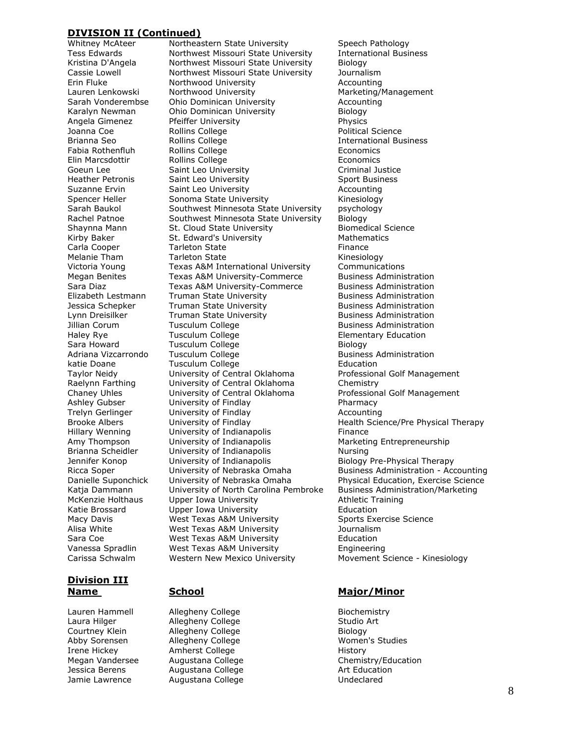## DIVISION II (Continued)

| | | |
|---|---|---|
| Whitney McAteer | Northeastern State University | Speech Pathology |
| Tess Edwards | Northwest Missouri State University | International Business |
| Kristina D'Angela | Northwest Missouri State University | Biology |
| Cassie Lowell | Northwest Missouri State University | Journalism |
| Erin Fluke | Northwood University | Accounting |
| Lauren Lenkowski | Northwood University | Marketing/Management |
| Sarah Vonderembse | Ohio Dominican University | Accounting |
| Karalyn Newman | Ohio Dominican University | Biology |
| Angela Gimenez | Pfeiffer University | Physics |
| Joanna Coe | Rollins College | Political Science |
| Brianna Seo | Rollins College | International Business |
| Fabia Rothenfluh | Rollins College | Economics |
| Elin Marcsdottir | Rollins College | Economics |
| Goeun Lee | Saint Leo University | Criminal Justice |
| Heather Petronis | Saint Leo University | Sport Business |
| Suzanne Ervin | Saint Leo University | Accounting |
| Spencer Heller | Sonoma State University | Kinesiology |
| Sarah Baukol | Southwest Minnesota State University | psychology |
| Rachel Patnoe | Southwest Minnesota State University | Biology |
| Shaynna Mann | St. Cloud State University | Biomedical Science |
| Kirby Baker | St. Edward's University | Mathematics |
| Carla Cooper | Tarleton State | Finance |
| Melanie Tham | Tarleton State | Kinesiology |
| Victoria Young | Texas A&M International University | Communications |
| Megan Benites | Texas A&M University-Commerce | Business Administration |
| Sara Diaz | Texas A&M University-Commerce | Business Administration |
| Elizabeth Lestmann | Truman State University | Business Administration |
| Jessica Schepker | Truman State University | Business Administration |
| Lynn Dreisilker | Truman State University | Business Administration |
| Jillian Corum | Tusculum College | Business Administration |
| Haley Rye | Tusculum College | Elementary Education |
| Sara Howard | Tusculum College | Biology |
| Adriana Vizcarrondo | Tusculum College | Business Administration |
| katie Doane | Tusculum College | Education |
| Taylor Neidy | University of Central Oklahoma | Professional Golf Management |
| Raelynn Farthing | University of Central Oklahoma | Chemistry |
| Chaney Uhles | University of Central Oklahoma | Professional Golf Management |
| Ashley Gubser | University of Findlay | Pharmacy |
| Trelyn Gerlinger | University of Findlay | Accounting |
| Brooke Albers | University of Findlay | Health Science/Pre Physical Therapy |
| Hillary Wenning | University of Indianapolis | Finance |
| Amy Thompson | University of Indianapolis | Marketing Entrepreneurship |
| Brianna Scheidler | University of Indianapolis | Nursing |
| Jennifer Konop | University of Indianapolis | Biology Pre-Physical Therapy |
| Ricca Soper | University of Nebraska Omaha | Business Administration - Accounting |
| Danielle Suponchick | University of Nebraska Omaha | Physical Education, Exercise Science |
| Katja Dammann | University of North Carolina Pembroke | Business Administration/Marketing |
| McKenzie Holthaus | Upper Iowa University | Athletic Training |
| Katie Brossard | Upper Iowa University | Education |
| Macy Davis | West Texas A&M University | Sports Exercise Science |
| Alisa White | West Texas A&M University | Journalism |
| Sara Coe | West Texas A&M University | Education |
| Vanessa Spradlin | West Texas A&M University | Engineering |
| Carissa Schwalm | Western New Mexico University | Movement Science - Kinesiology |

## Division III

| **Name** | **School** | **Major/Minor** |
|---|---|---|
| Lauren Hammell | Allegheny College | Biochemistry |
| Laura Hilger | Allegheny College | Studio Art |
| Courtney Klein | Allegheny College | Biology |
| Abby Sorensen | Allegheny College | Women's Studies |
| Irene Hickey | Amherst College | History |
| Megan Vandersee | Augustana College | Chemistry/Education |
| Jessica Berens | Augustana College | Art Education |
| Jamie Lawrence | Augustana College | Undeclared |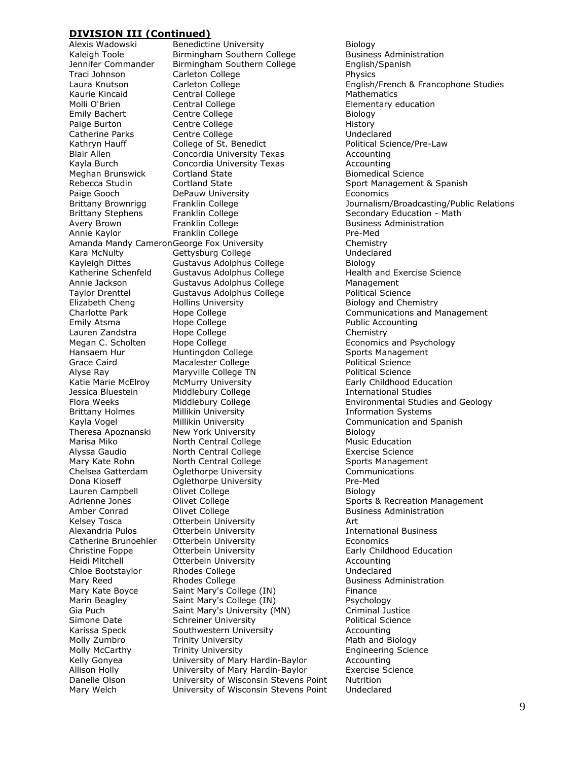## **DIVISION III (Continued)**

| | | |
|---|---|---|
| Alexis Wadowski | Benedictine University | Biology |
| Kaleigh Toole | Birmingham Southern College | Business Administration |
| Jennifer Commander | Birmingham Southern College | English/Spanish |
| Traci Johnson | Carleton College | Physics |
| Laura Knutson | Carleton College | English/French & Francophone Studies |
| Kaurie Kincaid | Central College | Mathematics |
| Molli O'Brien | Central College | Elementary education |
| Emily Bachert | Centre College | Biology |
| Paige Burton | Centre College | History |
| Catherine Parks | Centre College | Undeclared |
| Kathryn Hauff | College of St. Benedict | Political Science/Pre-Law |
| Blair Allen | Concordia University Texas | Accounting |
| Kayla Burch | Concordia University Texas | Accounting |
| Meghan Brunswick | Cortland State | Biomedical Science |
| Rebecca Studin | Cortland State | Sport Management & Spanish |
| Paige Gooch | DePauw University | Economics |
| Brittany Brownrigg | Franklin College | Journalism/Broadcasting/Public Relations |
| Brittany Stephens | Franklin College | Secondary Education - Math |
| Avery Brown | Franklin College | Business Administration |
| Annie Kaylor | Franklin College | Pre-Med |
| Amanda Mandy Cameron | George Fox University | Chemistry |
| Kara McNulty | Gettysburg College | Undeclared |
| Kayleigh Dittes | Gustavus Adolphus College | Biology |
| Katherine Schenfeld | Gustavus Adolphus College | Health and Exercise Science |
| Annie Jackson | Gustavus Adolphus College | Management |
| Taylor Drenttel | Gustavus Adolphus College | Political Science |
| Elizabeth Cheng | Hollins University | Biology and Chemistry |
| Charlotte Park | Hope College | Communications and Management |
| Emily Atsma | Hope College | Public Accounting |
| Lauren Zandstra | Hope College | Chemistry |
| Megan C. Scholten | Hope College | Economics and Psychology |
| Hansaem Hur | Huntingdon College | Sports Management |
| Grace Caird | Macalester College | Political Science |
| Alyse Ray | Maryville College TN | Political Science |
| Katie Marie McElroy | McMurry University | Early Childhood Education |
| Jessica Bluestein | Middlebury College | International Studies |
| Flora Weeks | Middlebury College | Environmental Studies and Geology |
| Brittany Holmes | Millikin University | Information Systems |
| Kayla Vogel | Millikin University | Communication and Spanish |
| Theresa Apoznanski | New York University | Biology |
| Marisa Miko | North Central College | Music Education |
| Alyssa Gaudio | North Central College | Exercise Science |
| Mary Kate Rohn | North Central College | Sports Management |
| Chelsea Gatterdam | Oglethorpe University | Communications |
| Dona Kioseff | Oglethorpe University | Pre-Med |
| Lauren Campbell | Olivet College | Biology |
| Adrienne Jones | Olivet College | Sports & Recreation Management |
| Amber Conrad | Olivet College | Business Administration |
| Kelsey Tosca | Otterbein University | Art |
| Alexandria Pulos | Otterbein University | International Business |
| Catherine Brunoehler | Otterbein University | Economics |
| Christine Foppe | Otterbein University | Early Childhood Education |
| Heidi Mitchell | Otterbein University | Accounting |
| Chloe Bootstaylor | Rhodes College | Undeclared |
| Mary Reed | Rhodes College | Business Administration |
| Mary Kate Boyce | Saint Mary's College (IN) | Finance |
| Marin Beagley | Saint Mary's College (IN) | Psychology |
| Gia Puch | Saint Mary's University (MN) | Criminal Justice |
| Simone Date | Schreiner University | Political Science |
| Karissa Speck | Southwestern University | Accounting |
| Molly Zumbro | Trinity University | Math and Biology |
| Molly McCarthy | Trinity University | Engineering Science |
| Kelly Gonyea | University of Mary Hardin-Baylor | Accounting |
| Allison Holly | University of Mary Hardin-Baylor | Exercise Science |
| Danelle Olson | University of Wisconsin Stevens Point | Nutrition |
| Mary Welch | University of Wisconsin Stevens Point | Undeclared |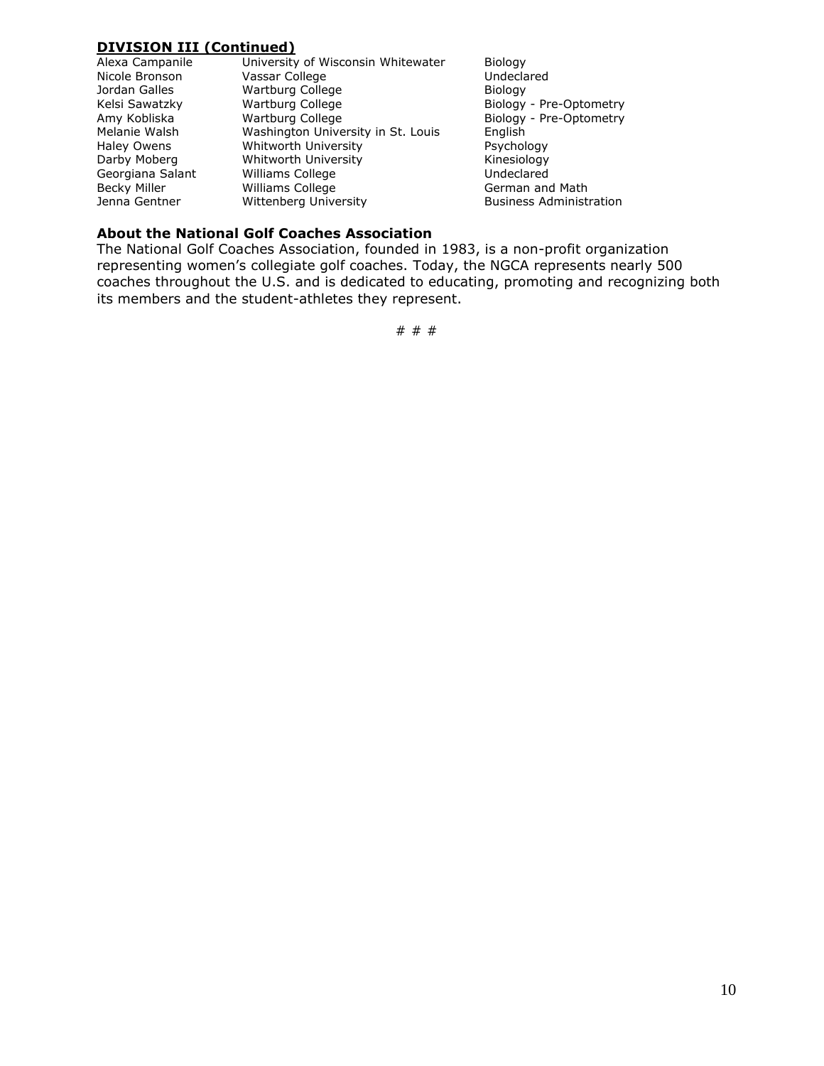**DIVISION III (Continued)**

| | | |
|---|---|---|
| Alexa Campanile | University of Wisconsin Whitewater | Biology |
| Nicole Bronson | Vassar College | Undeclared |
| Jordan Galles | Wartburg College | Biology |
| Kelsi Sawatzky | Wartburg College | Biology - Pre-Optometry |
| Amy Kobliska | Wartburg College | Biology - Pre-Optometry |
| Melanie Walsh | Washington University in St. Louis | English |
| Haley Owens | Whitworth University | Psychology |
| Darby Moberg | Whitworth University | Kinesiology |
| Georgiana Salant | Williams College | Undeclared |
| Becky Miller | Williams College | German and Math |
| Jenna Gentner | Wittenberg University | Business Administration |

**About the National Golf Coaches Association**

The National Golf Coaches Association, founded in 1983, is a non-profit organization representing women's collegiate golf coaches. Today, the NGCA represents nearly 500 coaches throughout the U.S. and is dedicated to educating, promoting and recognizing both its members and the student-athletes they represent.

# # #